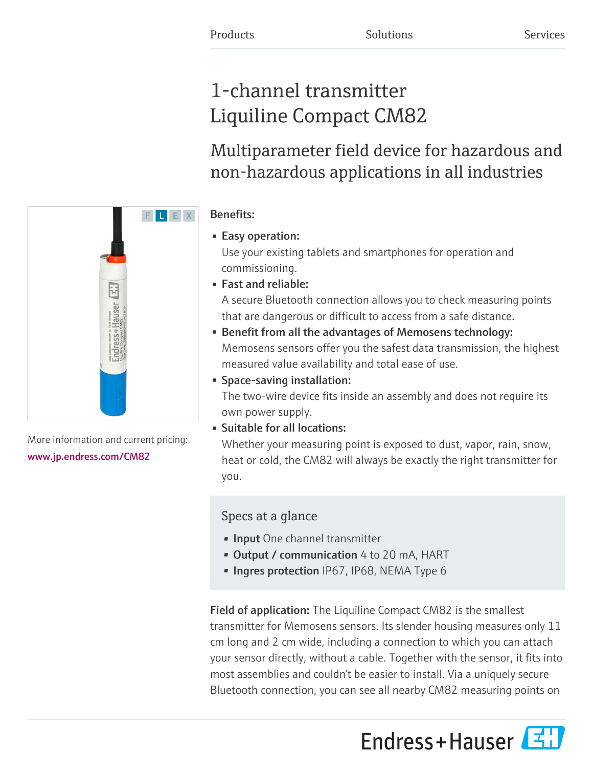Products | Solutions | Services

# 1-channel transmitter Liquiline Compact CM82

## Multiparameter field device for hazardous and non-hazardous applications in all industries

More information and current pricing:
www.jp.endress.com/CM82

**Benefits:**

- **Easy operation:** Use your existing tablets and smartphones for operation and commissioning.
- **Fast and reliable:** A secure Bluetooth connection allows you to check measuring points that are dangerous or difficult to access from a safe distance.
- **Benefit from all the advantages of Memosens technology:** Memosens sensors offer you the safest data transmission, the highest measured value availability and total ease of use.
- **Space-saving installation:** The two-wire device fits inside an assembly and does not require its own power supply.
- **Suitable for all locations:** Whether your measuring point is exposed to dust, vapor, rain, snow, heat or cold, the CM82 will always be exactly the right transmitter for you.

### Specs at a glance

- **Input** One channel transmitter
- **Output / communication** 4 to 20 mA, HART
- **Ingres protection** IP67, IP68, NEMA Type 6

**Field of application:** The Liquiline Compact CM82 is the smallest transmitter for Memosens sensors. Its slender housing measures only 11 cm long and 2 cm wide, including a connection to which you can attach your sensor directly, without a cable. Together with the sensor, it fits into most assemblies and couldn't be easier to install. Via a uniquely secure Bluetooth connection, you can see all nearby CM82 measuring points on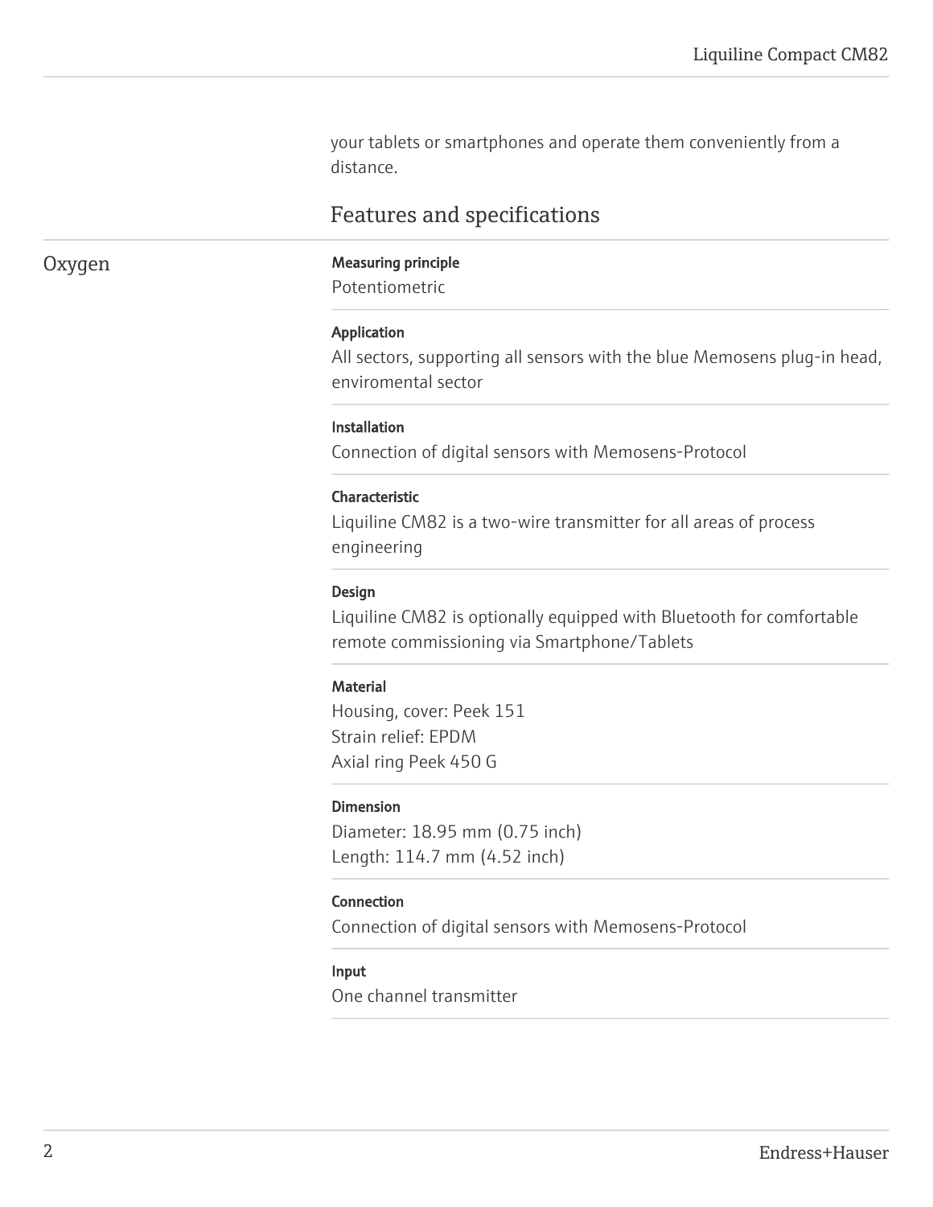your tablets or smartphones and operate them conveniently from a distance.

## Features and specifications

### Oxygen

**Measuring principle**
Potentiometric

**Application**
All sectors, supporting all sensors with the blue Memosens plug-in head, enviromental sector

**Installation**
Connection of digital sensors with Memosens-Protocol

**Characteristic**
Liquiline CM82 is a two-wire transmitter for all areas of process engineering

**Design**
Liquiline CM82 is optionally equipped with Bluetooth for comfortable remote commissioning via Smartphone/Tablets

**Material**
Housing, cover: Peek 151
Strain relief: EPDM
Axial ring Peek 450 G

**Dimension**
Diameter: 18.95 mm (0.75 inch)
Length: 114.7 mm (4.52 inch)

**Connection**
Connection of digital sensors with Memosens-Protocol

**Input**
One channel transmitter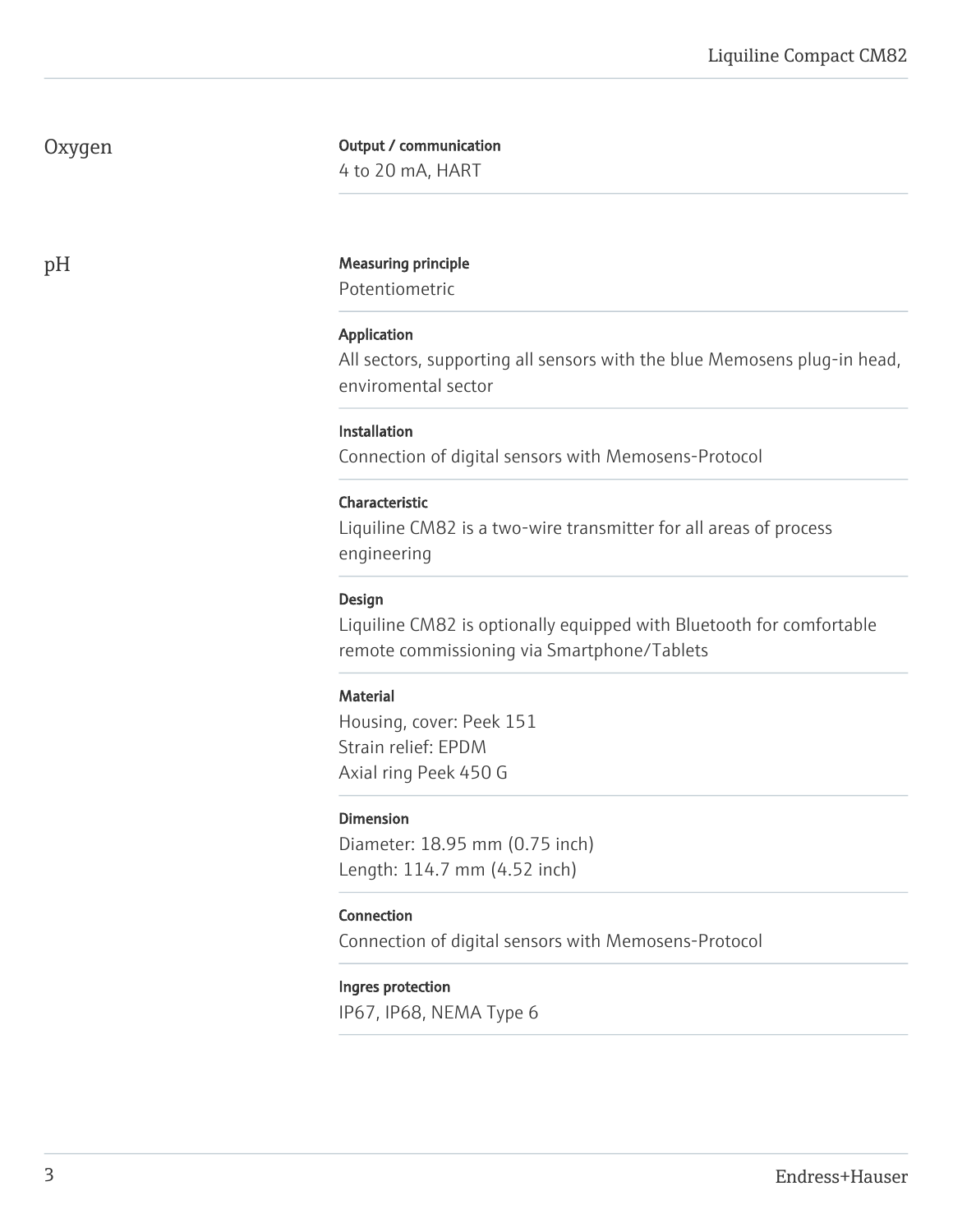## Oxygen

**Output / communication**
4 to 20 mA, HART

## pH

**Measuring principle**
Potentiometric

**Application**
All sectors, supporting all sensors with the blue Memosens plug-in head, enviromental sector

**Installation**
Connection of digital sensors with Memosens-Protocol

**Characteristic**
Liquiline CM82 is a two-wire transmitter for all areas of process engineering

**Design**
Liquiline CM82 is optionally equipped with Bluetooth for comfortable remote commissioning via Smartphone/Tablets

**Material**
Housing, cover: Peek 151
Strain relief: EPDM
Axial ring Peek 450 G

**Dimension**
Diameter: 18.95 mm (0.75 inch)
Length: 114.7 mm (4.52 inch)

**Connection**
Connection of digital sensors with Memosens-Protocol

**Ingres protection**
IP67, IP68, NEMA Type 6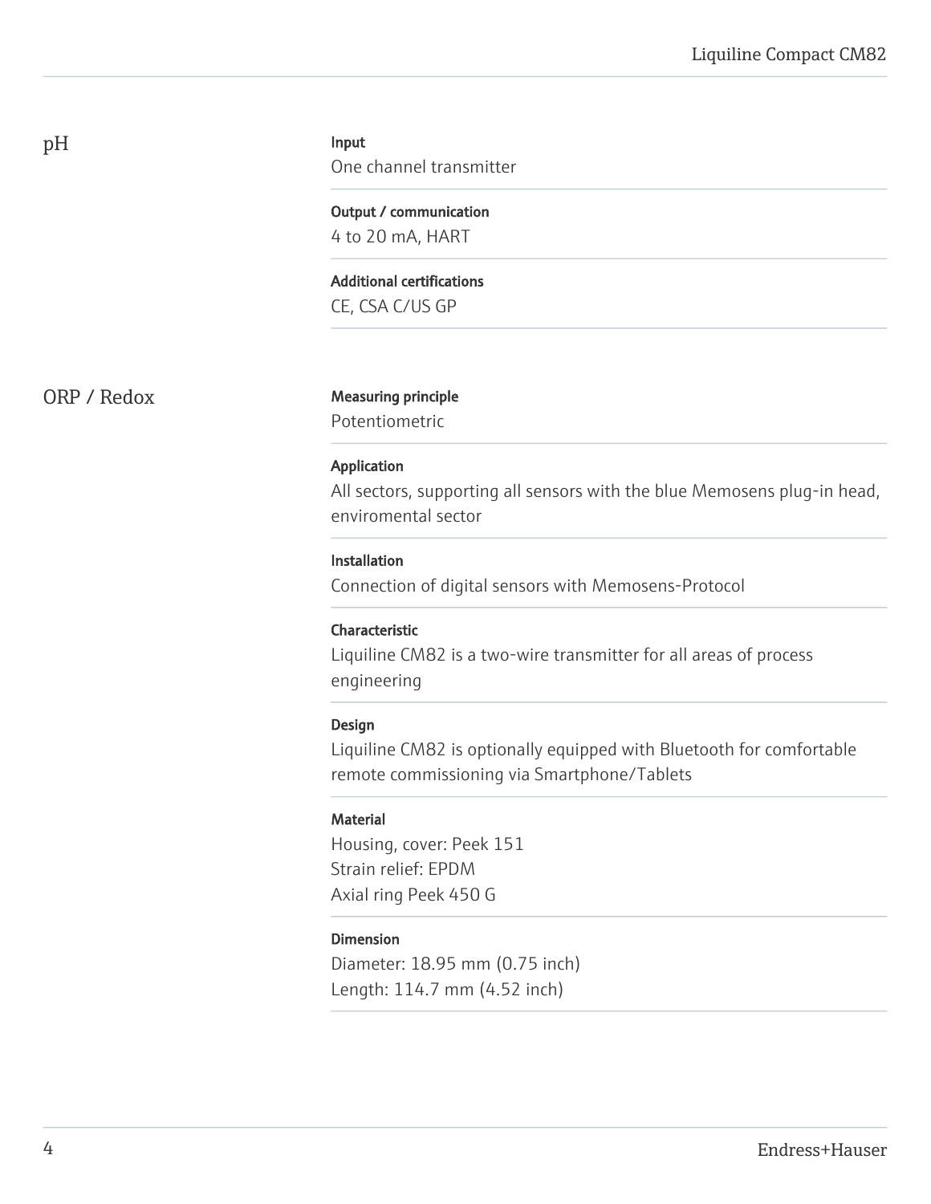## pH

**Input**

One channel transmitter

**Output / communication**

4 to 20 mA, HART

**Additional certifications**

CE, CSA C/US GP

## ORP / Redox

**Measuring principle**

Potentiometric

**Application**

All sectors, supporting all sensors with the blue Memosens plug-in head, enviromental sector

**Installation**

Connection of digital sensors with Memosens-Protocol

**Characteristic**

Liquiline CM82 is a two-wire transmitter for all areas of process engineering

**Design**

Liquiline CM82 is optionally equipped with Bluetooth for comfortable remote commissioning via Smartphone/Tablets

**Material**

Housing, cover: Peek 151
Strain relief: EPDM
Axial ring Peek 450 G

**Dimension**

Diameter: 18.95 mm (0.75 inch)
Length: 114.7 mm (4.52 inch)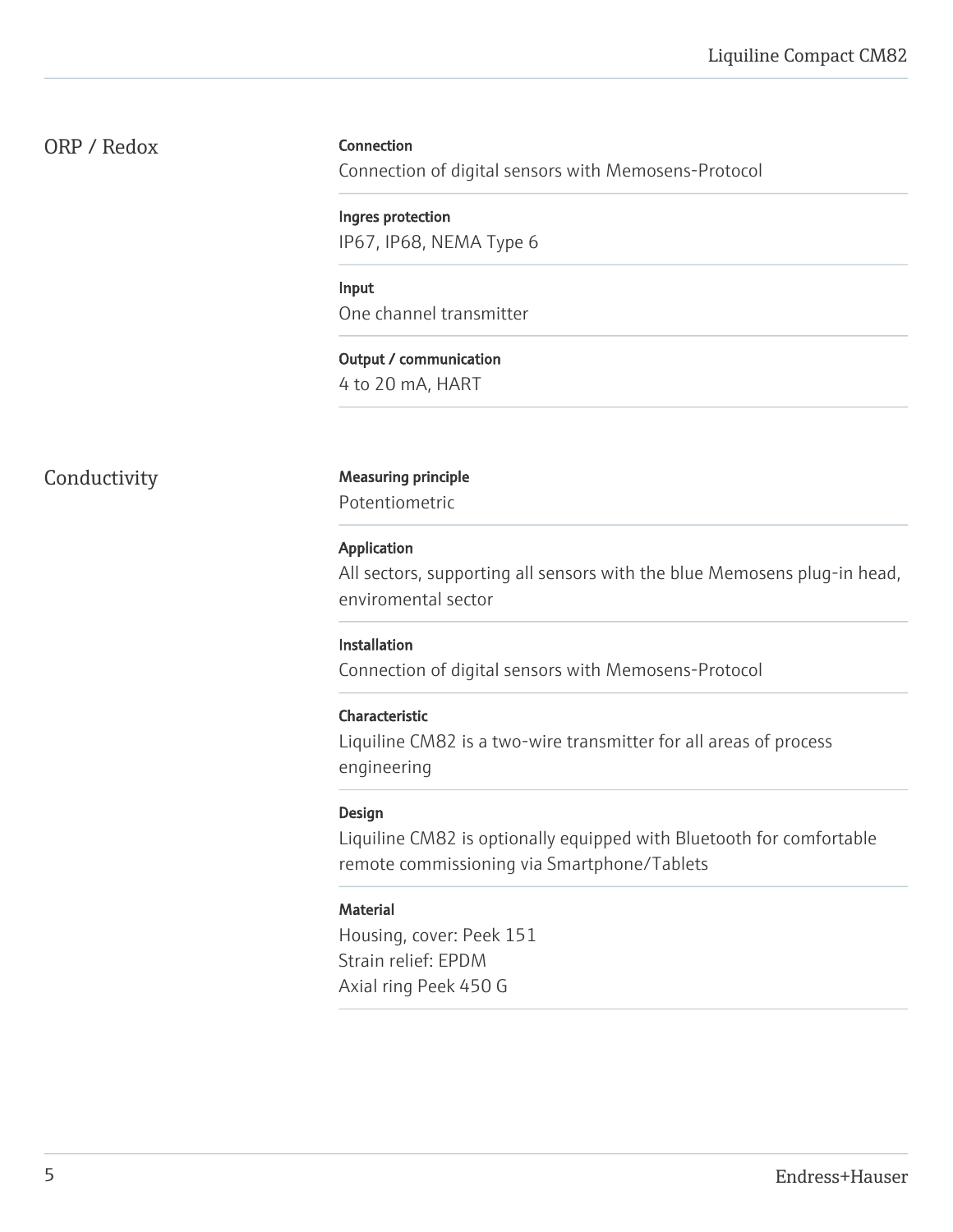## ORP / Redox

**Connection**
Connection of digital sensors with Memosens-Protocol

**Ingres protection**
IP67, IP68, NEMA Type 6

**Input**
One channel transmitter

**Output / communication**
4 to 20 mA, HART

## Conductivity

**Measuring principle**
Potentiometric

**Application**
All sectors, supporting all sensors with the blue Memosens plug-in head, enviromental sector

**Installation**
Connection of digital sensors with Memosens-Protocol

**Characteristic**
Liquiline CM82 is a two-wire transmitter for all areas of process engineering

**Design**
Liquiline CM82 is optionally equipped with Bluetooth for comfortable remote commissioning via Smartphone/Tablets

**Material**
Housing, cover: Peek 151
Strain relief: EPDM
Axial ring Peek 450 G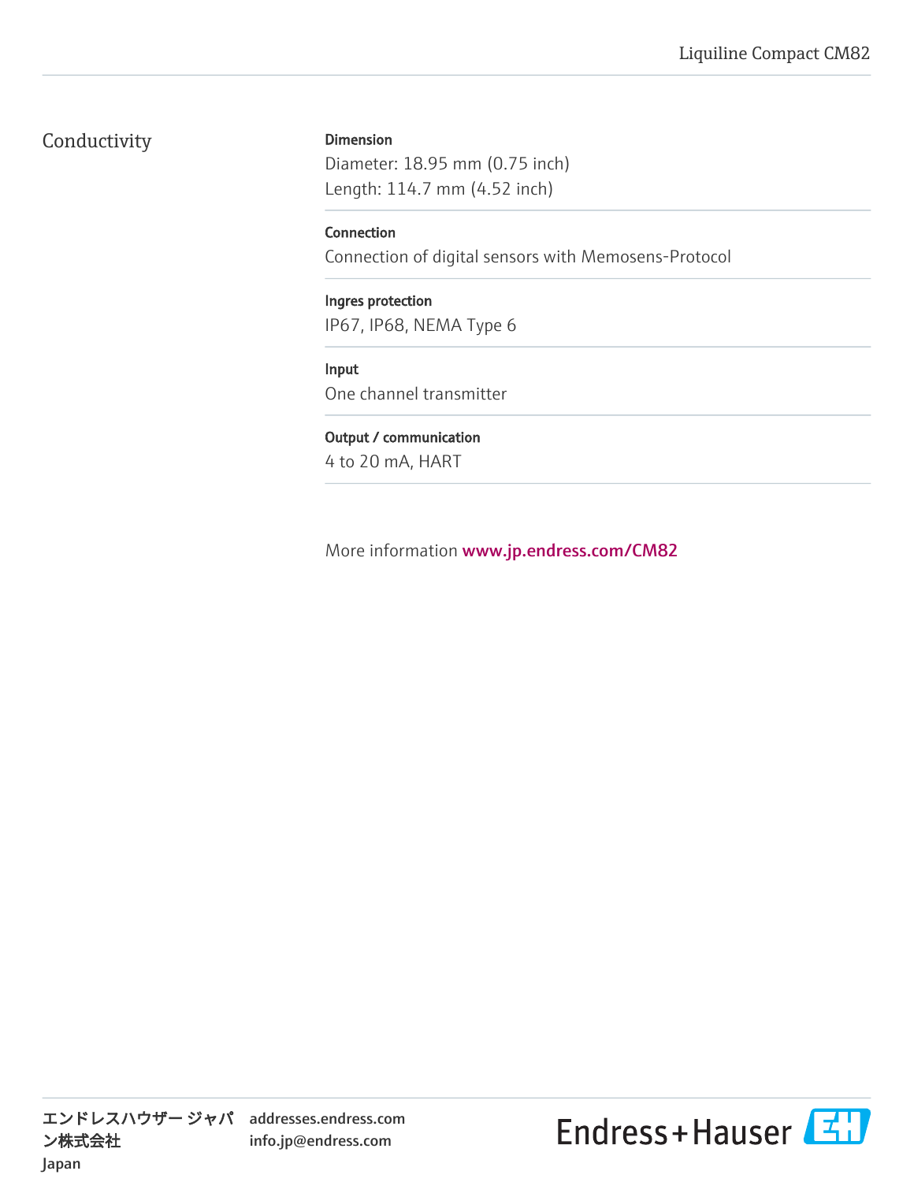## Conductivity

**Dimension**
Diameter: 18.95 mm (0.75 inch)
Length: 114.7 mm (4.52 inch)

**Connection**
Connection of digital sensors with Memosens-Protocol

**Ingres protection**
IP67, IP68, NEMA Type 6

**Input**
One channel transmitter

**Output / communication**
4 to 20 mA, HART

More information **www.jp.endress.com/CM82**

エンドレスハウザー ジャパン株式会社
Japan

addresses.endress.com
info.jp@endress.com

Endress+Hauser